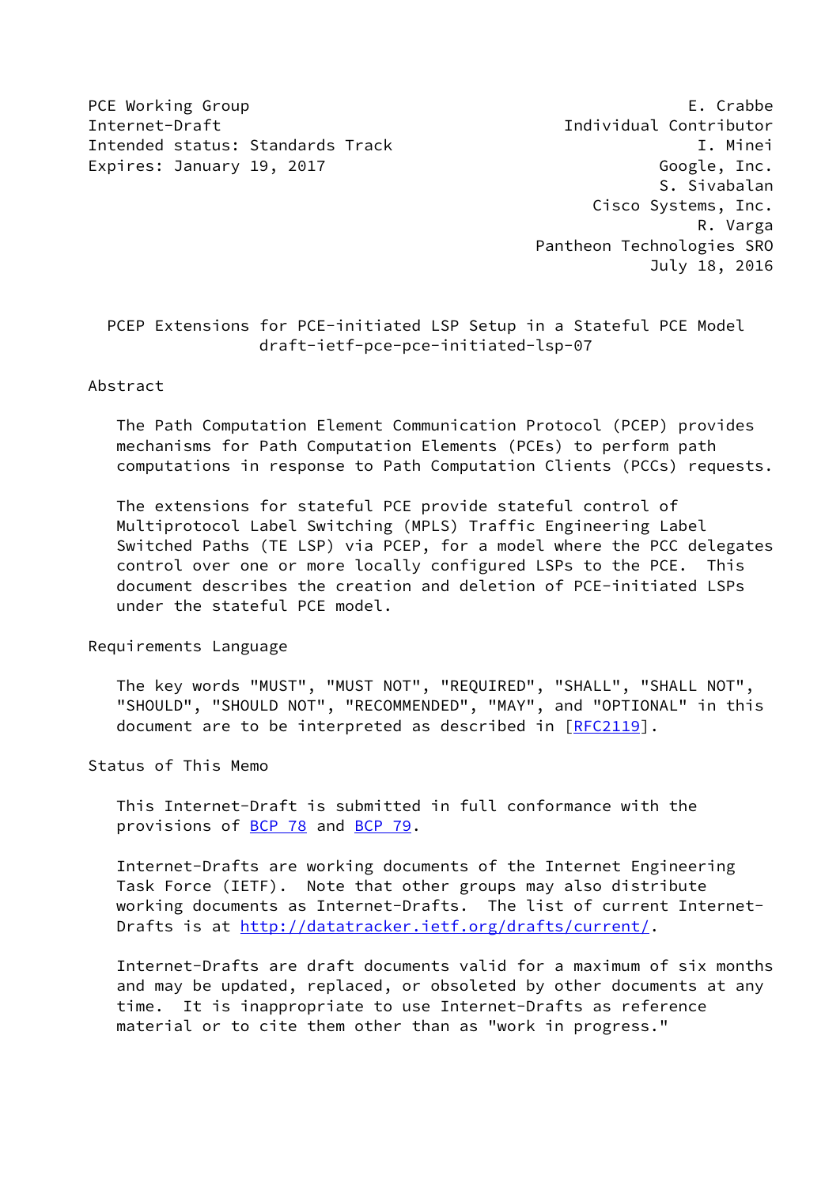PCE Working Group  
Internet-Draft  
Intended status: Standards Track  
Expires: January 19, 2017

E. Crabbe  
Individual Contributor  
I. Minei  
Google, Inc.  
S. Sivabalan  
Cisco Systems, Inc.  
R. Varga  
Pantheon Technologies SRO  
July 18, 2016

# PCEP Extensions for PCE-initiated LSP Setup in a Stateful PCE Model
draft-ietf-pce-pce-initiated-lsp-07

## Abstract

The Path Computation Element Communication Protocol (PCEP) provides mechanisms for Path Computation Elements (PCEs) to perform path computations in response to Path Computation Clients (PCCs) requests.

The extensions for stateful PCE provide stateful control of Multiprotocol Label Switching (MPLS) Traffic Engineering Label Switched Paths (TE LSP) via PCEP, for a model where the PCC delegates control over one or more locally configured LSPs to the PCE. This document describes the creation and deletion of PCE-initiated LSPs under the stateful PCE model.

## Requirements Language

The key words "MUST", "MUST NOT", "REQUIRED", "SHALL", "SHALL NOT", "SHOULD", "SHOULD NOT", "RECOMMENDED", "MAY", and "OPTIONAL" in this document are to be interpreted as described in [RFC2119].

## Status of This Memo

This Internet-Draft is submitted in full conformance with the provisions of BCP 78 and BCP 79.

Internet-Drafts are working documents of the Internet Engineering Task Force (IETF). Note that other groups may also distribute working documents as Internet-Drafts. The list of current Internet-Drafts is at http://datatracker.ietf.org/drafts/current/.

Internet-Drafts are draft documents valid for a maximum of six months and may be updated, replaced, or obsoleted by other documents at any time. It is inappropriate to use Internet-Drafts as reference material or to cite them other than as "work in progress."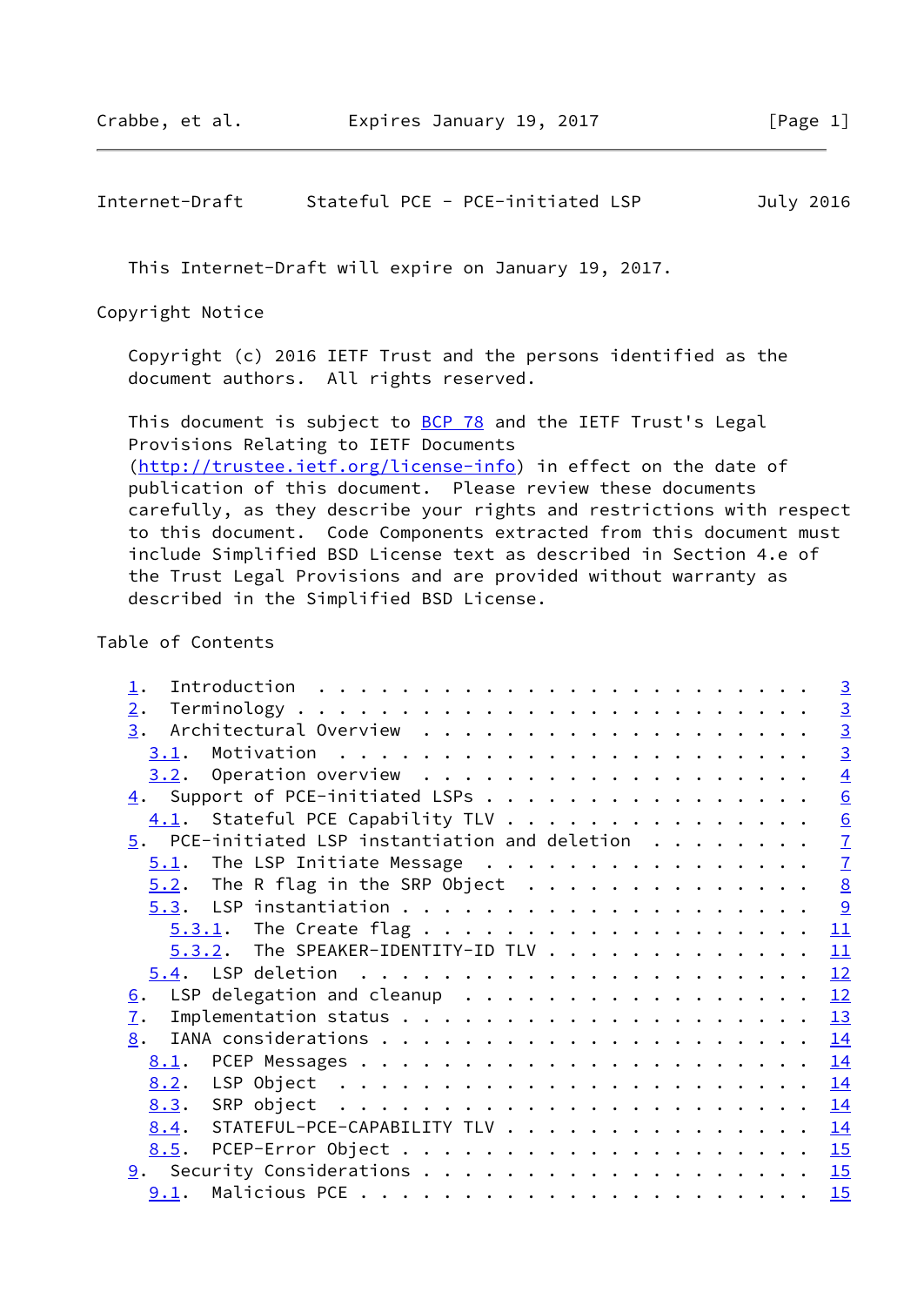This Internet-Draft will expire on January 19, 2017.

## Copyright Notice

Copyright (c) 2016 IETF Trust and the persons identified as the document authors. All rights reserved.

This document is subject to BCP 78 and the IETF Trust's Legal Provisions Relating to IETF Documents (http://trustee.ietf.org/license-info) in effect on the date of publication of this document. Please review these documents carefully, as they describe your rights and restrictions with respect to this document. Code Components extracted from this document must include Simplified BSD License text as described in Section 4.e of the Trust Legal Provisions and are provided without warranty as described in the Simplified BSD License.

## Table of Contents

- 1. Introduction . . . . . . . . . . . . . . . . . . . . . . . . 3
- 2. Terminology . . . . . . . . . . . . . . . . . . . . . . . . 3
- 3. Architectural Overview . . . . . . . . . . . . . . . . . . . 3
  - 3.1. Motivation . . . . . . . . . . . . . . . . . . . . . . 3
  - 3.2. Operation overview . . . . . . . . . . . . . . . . . . 4
- 4. Support of PCE-initiated LSPs . . . . . . . . . . . . . . . 6
  - 4.1. Stateful PCE Capability TLV . . . . . . . . . . . . . . 6
- 5. PCE-initiated LSP instantiation and deletion . . . . . . . . 7
  - 5.1. The LSP Initiate Message . . . . . . . . . . . . . . . 7
  - 5.2. The R flag in the SRP Object . . . . . . . . . . . . . 8
  - 5.3. LSP instantiation . . . . . . . . . . . . . . . . . . . 9
    - 5.3.1. The Create flag . . . . . . . . . . . . . . . . . . 11
    - 5.3.2. The SPEAKER-IDENTITY-ID TLV . . . . . . . . . . . . 11
  - 5.4. LSP deletion . . . . . . . . . . . . . . . . . . . . . 12
- 6. LSP delegation and cleanup . . . . . . . . . . . . . . . . . 12
- 7. Implementation status . . . . . . . . . . . . . . . . . . . 13
- 8. IANA considerations . . . . . . . . . . . . . . . . . . . . 14
  - 8.1. PCEP Messages . . . . . . . . . . . . . . . . . . . . . 14
  - 8.2. LSP Object . . . . . . . . . . . . . . . . . . . . . . 14
  - 8.3. SRP object . . . . . . . . . . . . . . . . . . . . . . 14
  - 8.4. STATEFUL-PCE-CAPABILITY TLV . . . . . . . . . . . . . . 14
  - 8.5. PCEP-Error Object . . . . . . . . . . . . . . . . . . . 15
- 9. Security Considerations . . . . . . . . . . . . . . . . . . 15
  - 9.1. Malicious PCE . . . . . . . . . . . . . . . . . . . . . 15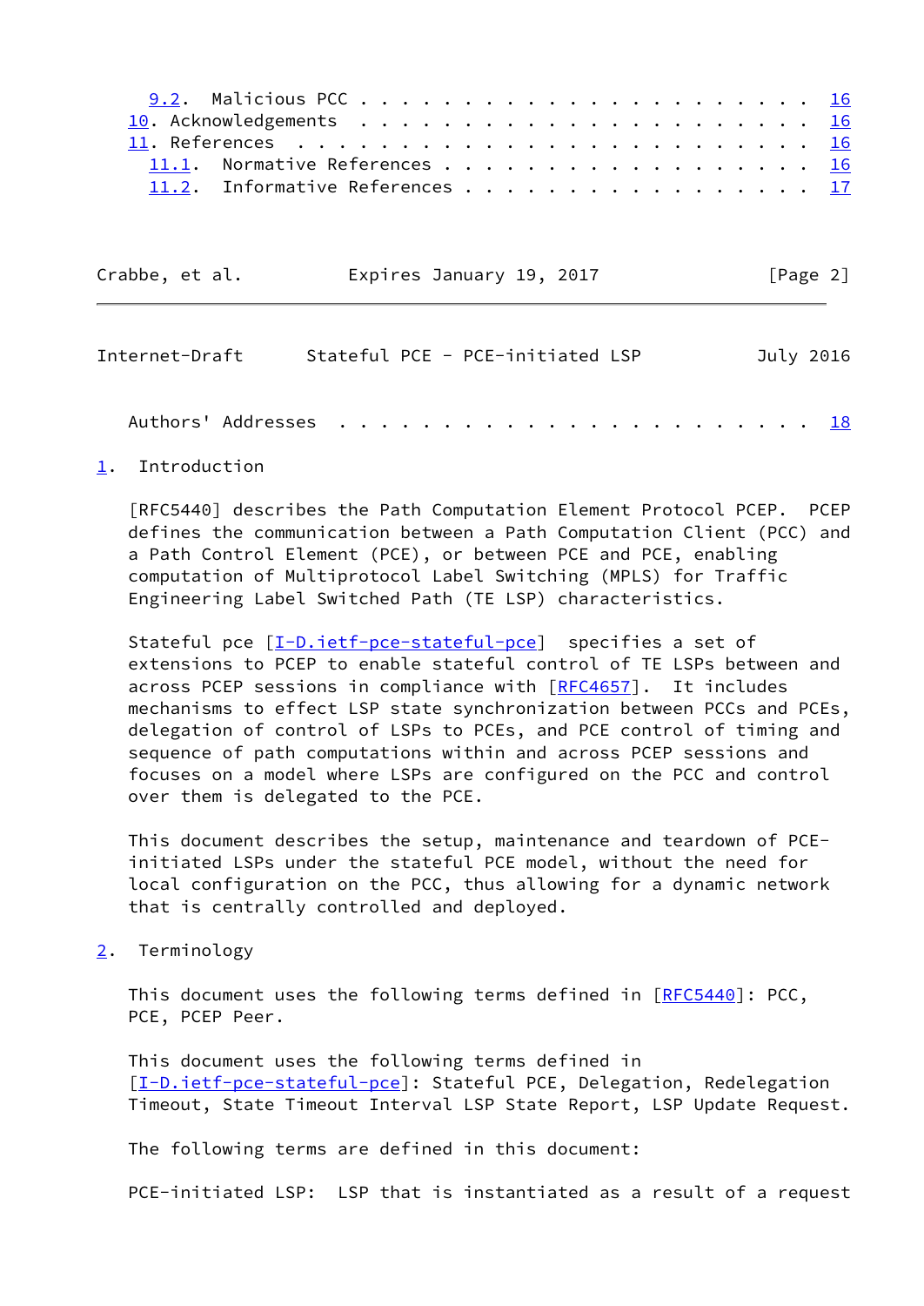9.2. Malicious PCC . . . . . . . . . . . . . . . . . . . . . . . 16
   10. Acknowledgements . . . . . . . . . . . . . . . . . . . . . . 16
   11. References . . . . . . . . . . . . . . . . . . . . . . . . . 16
   11.1. Normative References . . . . . . . . . . . . . . . . . . . 16
   11.2. Informative References . . . . . . . . . . . . . . . . . . 17

   Authors' Addresses . . . . . . . . . . . . . . . . . . . . . . . 18

## 1. Introduction

[RFC5440] describes the Path Computation Element Protocol PCEP. PCEP defines the communication between a Path Computation Client (PCC) and a Path Control Element (PCE), or between PCE and PCE, enabling computation of Multiprotocol Label Switching (MPLS) for Traffic Engineering Label Switched Path (TE LSP) characteristics.

Stateful pce [I-D.ietf-pce-stateful-pce] specifies a set of extensions to PCEP to enable stateful control of TE LSPs between and across PCEP sessions in compliance with [RFC4657]. It includes mechanisms to effect LSP state synchronization between PCCs and PCEs, delegation of control of LSPs to PCEs, and PCE control of timing and sequence of path computations within and across PCEP sessions and focuses on a model where LSPs are configured on the PCC and control over them is delegated to the PCE.

This document describes the setup, maintenance and teardown of PCE-initiated LSPs under the stateful PCE model, without the need for local configuration on the PCC, thus allowing for a dynamic network that is centrally controlled and deployed.

## 2. Terminology

This document uses the following terms defined in [RFC5440]: PCC, PCE, PCEP Peer.

This document uses the following terms defined in [I-D.ietf-pce-stateful-pce]: Stateful PCE, Delegation, Redelegation Timeout, State Timeout Interval LSP State Report, LSP Update Request.

The following terms are defined in this document:

PCE-initiated LSP: LSP that is instantiated as a result of a request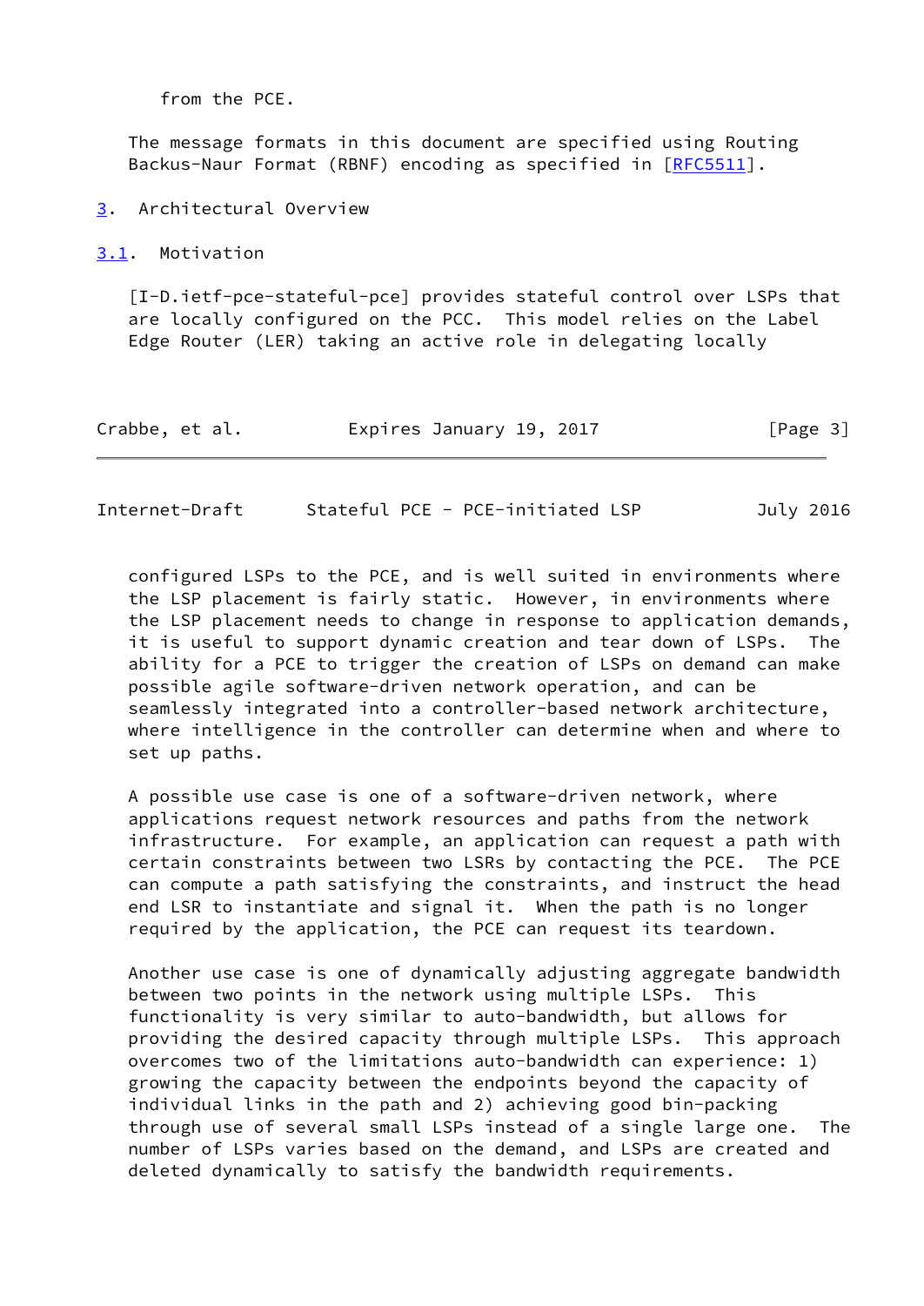from the PCE.

The message formats in this document are specified using Routing Backus-Naur Format (RBNF) encoding as specified in [RFC5511].

# 3. Architectural Overview

## 3.1. Motivation

[I-D.ietf-pce-stateful-pce] provides stateful control over LSPs that are locally configured on the PCC. This model relies on the Label Edge Router (LER) taking an active role in delegating locally configured LSPs to the PCE, and is well suited in environments where the LSP placement is fairly static. However, in environments where the LSP placement needs to change in response to application demands, it is useful to support dynamic creation and tear down of LSPs. The ability for a PCE to trigger the creation of LSPs on demand can make possible agile software-driven network operation, and can be seamlessly integrated into a controller-based network architecture, where intelligence in the controller can determine when and where to set up paths.

A possible use case is one of a software-driven network, where applications request network resources and paths from the network infrastructure. For example, an application can request a path with certain constraints between two LSRs by contacting the PCE. The PCE can compute a path satisfying the constraints, and instruct the head end LSR to instantiate and signal it. When the path is no longer required by the application, the PCE can request its teardown.

Another use case is one of dynamically adjusting aggregate bandwidth between two points in the network using multiple LSPs. This functionality is very similar to auto-bandwidth, but allows for providing the desired capacity through multiple LSPs. This approach overcomes two of the limitations auto-bandwidth can experience: 1) growing the capacity between the endpoints beyond the capacity of individual links in the path and 2) achieving good bin-packing through use of several small LSPs instead of a single large one. The number of LSPs varies based on the demand, and LSPs are created and deleted dynamically to satisfy the bandwidth requirements.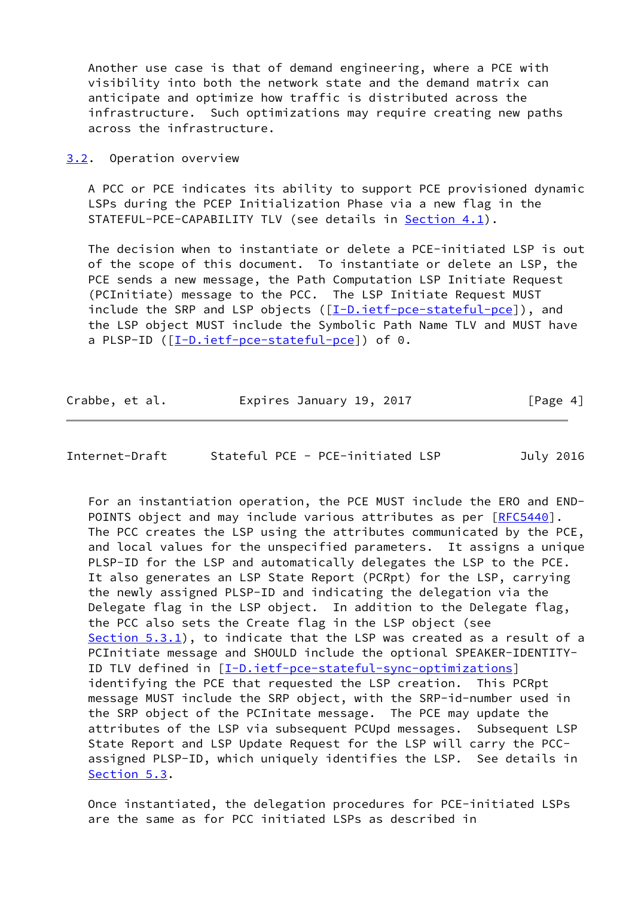Another use case is that of demand engineering, where a PCE with visibility into both the network state and the demand matrix can anticipate and optimize how traffic is distributed across the infrastructure. Such optimizations may require creating new paths across the infrastructure.

## 3.2. Operation overview

A PCC or PCE indicates its ability to support PCE provisioned dynamic LSPs during the PCEP Initialization Phase via a new flag in the STATEFUL-PCE-CAPABILITY TLV (see details in Section 4.1).

The decision when to instantiate or delete a PCE-initiated LSP is out of the scope of this document. To instantiate or delete an LSP, the PCE sends a new message, the Path Computation LSP Initiate Request (PCInitiate) message to the PCC. The LSP Initiate Request MUST include the SRP and LSP objects ([I-D.ietf-pce-stateful-pce]), and the LSP object MUST include the Symbolic Path Name TLV and MUST have a PLSP-ID ([I-D.ietf-pce-stateful-pce]) of 0.

For an instantiation operation, the PCE MUST include the ERO and END-POINTS object and may include various attributes as per [RFC5440]. The PCC creates the LSP using the attributes communicated by the PCE, and local values for the unspecified parameters. It assigns a unique PLSP-ID for the LSP and automatically delegates the LSP to the PCE. It also generates an LSP State Report (PCRpt) for the LSP, carrying the newly assigned PLSP-ID and indicating the delegation via the Delegate flag in the LSP object. In addition to the Delegate flag, the PCC also sets the Create flag in the LSP object (see Section 5.3.1), to indicate that the LSP was created as a result of a PCInitiate message and SHOULD include the optional SPEAKER-IDENTITY-ID TLV defined in [I-D.ietf-pce-stateful-sync-optimizations] identifying the PCE that requested the LSP creation. This PCRpt message MUST include the SRP object, with the SRP-id-number used in the SRP object of the PCInitate message. The PCE may update the attributes of the LSP via subsequent PCUpd messages. Subsequent LSP State Report and LSP Update Request for the LSP will carry the PCC-assigned PLSP-ID, which uniquely identifies the LSP. See details in Section 5.3.

Once instantiated, the delegation procedures for PCE-initiated LSPs are the same as for PCC initiated LSPs as described in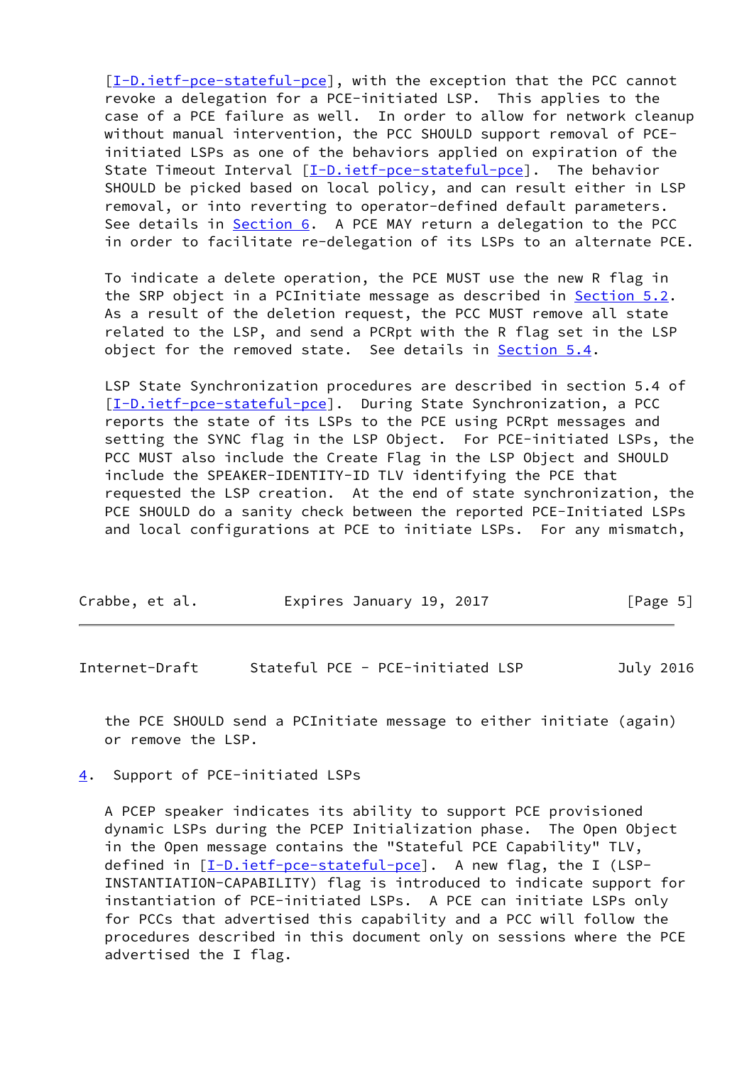[I-D.ietf-pce-stateful-pce], with the exception that the PCC cannot revoke a delegation for a PCE-initiated LSP. This applies to the case of a PCE failure as well. In order to allow for network cleanup without manual intervention, the PCC SHOULD support removal of PCE-initiated LSPs as one of the behaviors applied on expiration of the State Timeout Interval [I-D.ietf-pce-stateful-pce]. The behavior SHOULD be picked based on local policy, and can result either in LSP removal, or into reverting to operator-defined default parameters. See details in Section 6. A PCE MAY return a delegation to the PCC in order to facilitate re-delegation of its LSPs to an alternate PCE.

To indicate a delete operation, the PCE MUST use the new R flag in the SRP object in a PCInitiate message as described in Section 5.2. As a result of the deletion request, the PCC MUST remove all state related to the LSP, and send a PCRpt with the R flag set in the LSP object for the removed state. See details in Section 5.4.

LSP State Synchronization procedures are described in section 5.4 of [I-D.ietf-pce-stateful-pce]. During State Synchronization, a PCC reports the state of its LSPs to the PCE using PCRpt messages and setting the SYNC flag in the LSP Object. For PCE-initiated LSPs, the PCC MUST also include the Create Flag in the LSP Object and SHOULD include the SPEAKER-IDENTITY-ID TLV identifying the PCE that requested the LSP creation. At the end of state synchronization, the PCE SHOULD do a sanity check between the reported PCE-Initiated LSPs and local configurations at PCE to initiate LSPs. For any mismatch, the PCE SHOULD send a PCInitiate message to either initiate (again) or remove the LSP.

## 4. Support of PCE-initiated LSPs

A PCEP speaker indicates its ability to support PCE provisioned dynamic LSPs during the PCEP Initialization phase. The Open Object in the Open message contains the "Stateful PCE Capability" TLV, defined in [I-D.ietf-pce-stateful-pce]. A new flag, the I (LSP-INSTANTIATION-CAPABILITY) flag is introduced to indicate support for instantiation of PCE-initiated LSPs. A PCE can initiate LSPs only for PCCs that advertised this capability and a PCC will follow the procedures described in this document only on sessions where the PCE advertised the I flag.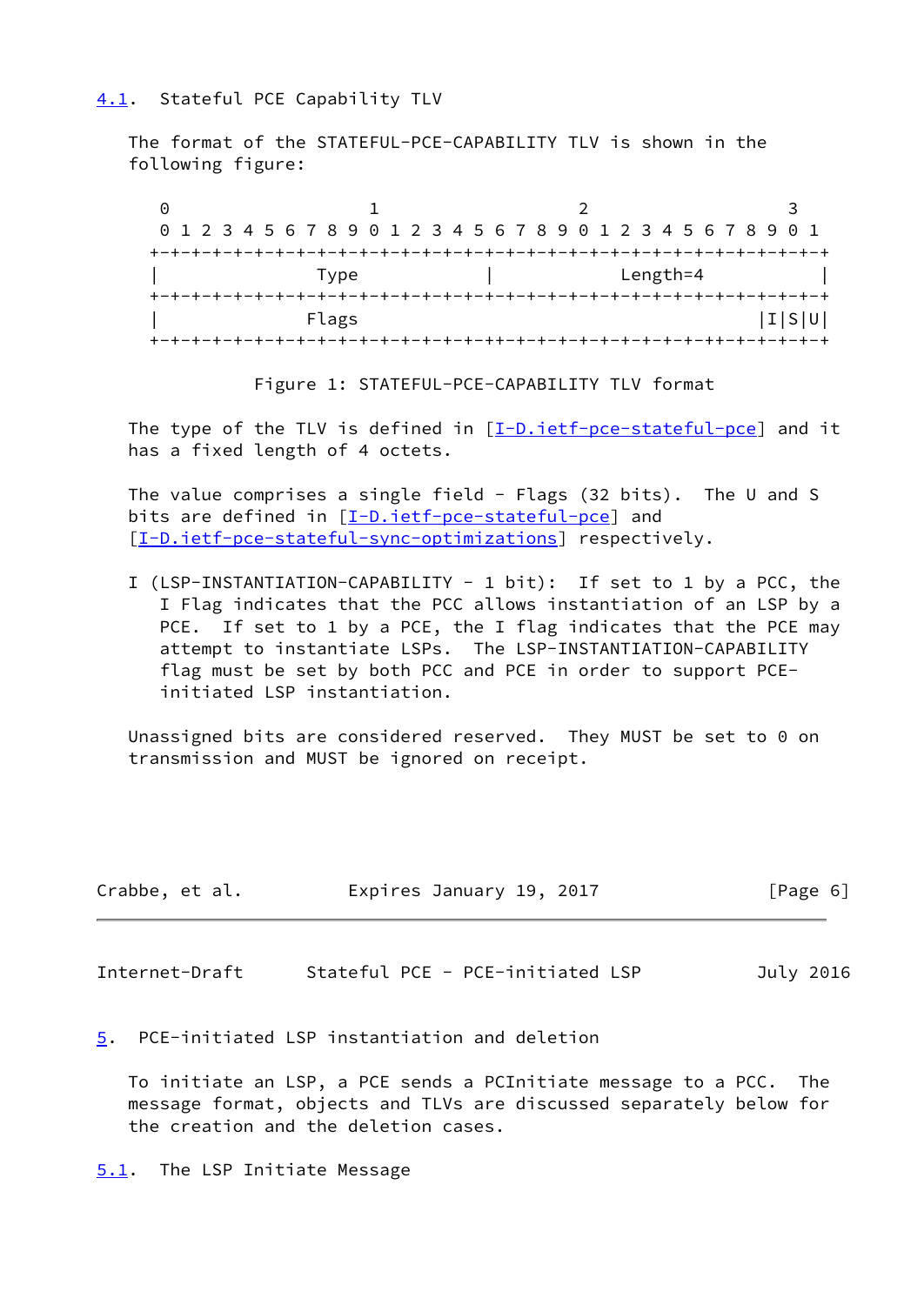### 4.1. Stateful PCE Capability TLV

The format of the STATEFUL-PCE-CAPABILITY TLV is shown in the following figure:

```
     0                   1                   2                   3
     0 1 2 3 4 5 6 7 8 9 0 1 2 3 4 5 6 7 8 9 0 1 2 3 4 5 6 7 8 9 0 1
    +-+-+-+-+-+-+-+-+-+-+-+-+-+-+-+-+-+-+-+-+-+-+-+-+-+-+-+-+-+-+-+-+
    |               Type            |            Length=4           |
    +-+-+-+-+-+-+-+-+-+-+-+-+-+-+-+-+-+-+-+-+-+-+-+-+-+-+-+-+-+-+-+-+
    |              Flags                                      |I|S|U|
    +-+-+-+-+-+-+-+-+-+-+-+-+-+-+-+-+-+-+-+-+-+-+-+-+-+-+-+-+-+-+-+-+
```

Figure 1: STATEFUL-PCE-CAPABILITY TLV format

The type of the TLV is defined in [I-D.ietf-pce-stateful-pce] and it has a fixed length of 4 octets.

The value comprises a single field - Flags (32 bits). The U and S bits are defined in [I-D.ietf-pce-stateful-pce] and [I-D.ietf-pce-stateful-sync-optimizations] respectively.

I (LSP-INSTANTIATION-CAPABILITY - 1 bit): If set to 1 by a PCC, the I Flag indicates that the PCC allows instantiation of an LSP by a PCE. If set to 1 by a PCE, the I flag indicates that the PCE may attempt to instantiate LSPs. The LSP-INSTANTIATION-CAPABILITY flag must be set by both PCC and PCE in order to support PCE-initiated LSP instantiation.

Unassigned bits are considered reserved. They MUST be set to 0 on transmission and MUST be ignored on receipt.

## 5. PCE-initiated LSP instantiation and deletion

To initiate an LSP, a PCE sends a PCInitiate message to a PCC. The message format, objects and TLVs are discussed separately below for the creation and the deletion cases.

### 5.1. The LSP Initiate Message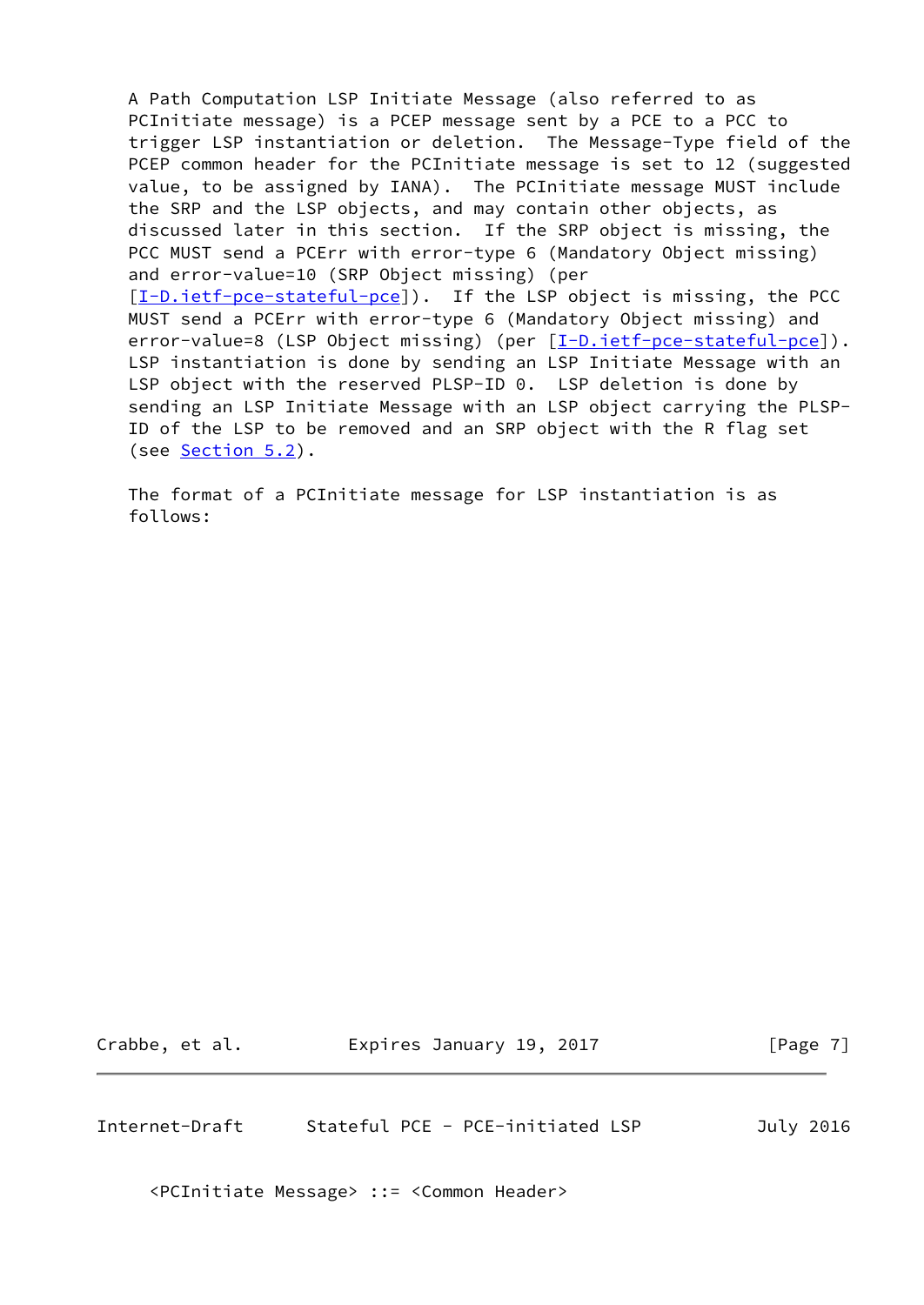A Path Computation LSP Initiate Message (also referred to as PCInitiate message) is a PCEP message sent by a PCE to a PCC to trigger LSP instantiation or deletion. The Message-Type field of the PCEP common header for the PCInitiate message is set to 12 (suggested value, to be assigned by IANA). The PCInitiate message MUST include the SRP and the LSP objects, and may contain other objects, as discussed later in this section. If the SRP object is missing, the PCC MUST send a PCErr with error-type 6 (Mandatory Object missing) and error-value=10 (SRP Object missing) (per [I-D.ietf-pce-stateful-pce]). If the LSP object is missing, the PCC MUST send a PCErr with error-type 6 (Mandatory Object missing) and error-value=8 (LSP Object missing) (per [I-D.ietf-pce-stateful-pce]). LSP instantiation is done by sending an LSP Initiate Message with an LSP object with the reserved PLSP-ID 0. LSP deletion is done by sending an LSP Initiate Message with an LSP object carrying the PLSP-ID of the LSP to be removed and an SRP object with the R flag set (see Section 5.2).

The format of a PCInitiate message for LSP instantiation is as follows:

```
<PCInitiate Message> ::= <Common Header>
```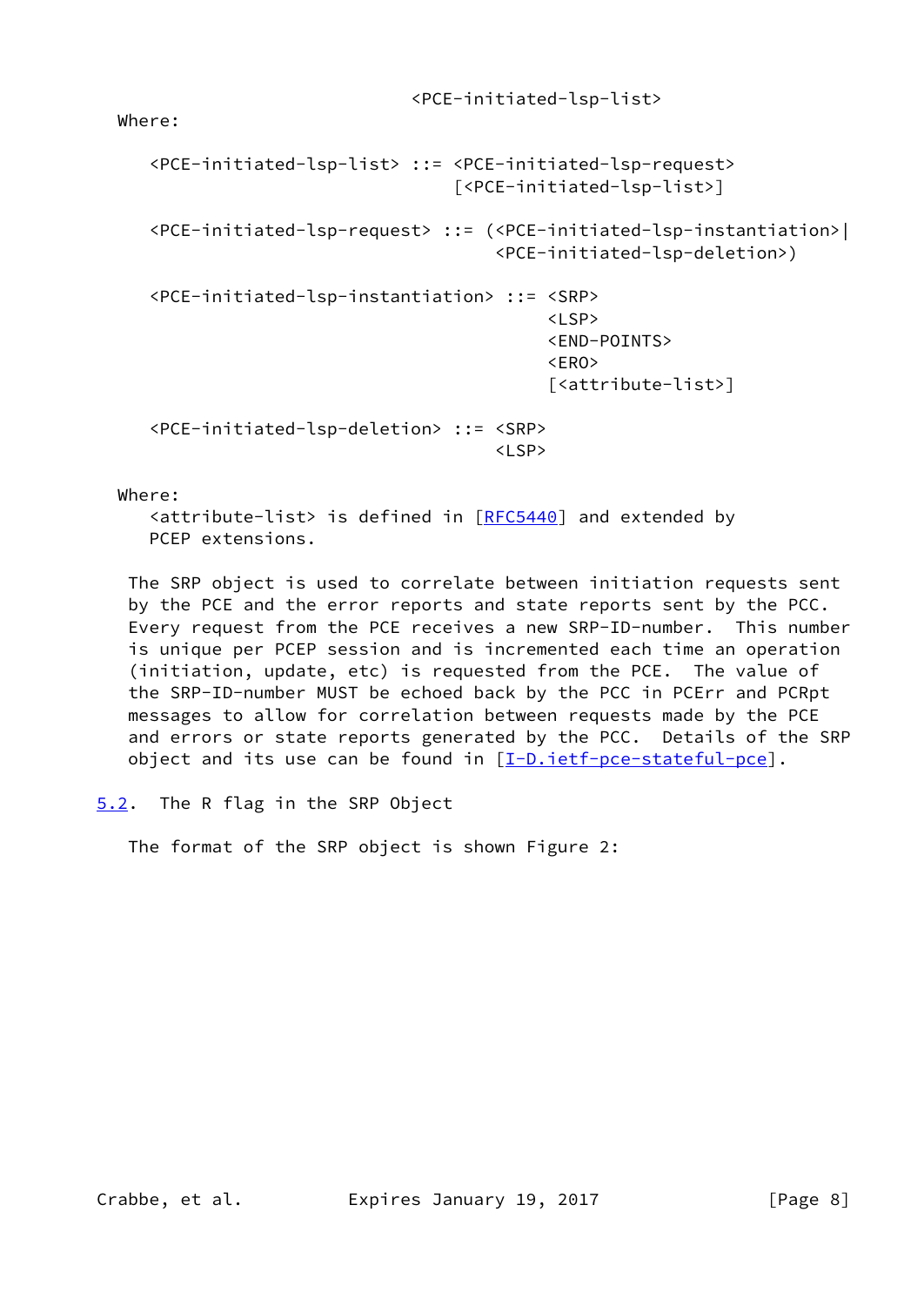```
                           <PCE-initiated-lsp-list>
```

Where:

```
   <PCE-initiated-lsp-list> ::= <PCE-initiated-lsp-request>
                                [<PCE-initiated-lsp-list>]

   <PCE-initiated-lsp-request> ::= (<PCE-initiated-lsp-instantiation>|
                                    <PCE-initiated-lsp-deletion>)

   <PCE-initiated-lsp-instantiation> ::= <SRP>
                                         <LSP>
                                         <END-POINTS>
                                         <ERO>
                                         [<attribute-list>]

   <PCE-initiated-lsp-deletion> ::= <SRP>
                                    <LSP>
```

Where:

&lt;attribute-list&gt; is defined in [RFC5440] and extended by PCEP extensions.

The SRP object is used to correlate between initiation requests sent by the PCE and the error reports and state reports sent by the PCC. Every request from the PCE receives a new SRP-ID-number. This number is unique per PCEP session and is incremented each time an operation (initiation, update, etc) is requested from the PCE. The value of the SRP-ID-number MUST be echoed back by the PCC in PCErr and PCRpt messages to allow for correlation between requests made by the PCE and errors or state reports generated by the PCC. Details of the SRP object and its use can be found in [I-D.ietf-pce-stateful-pce].

### 5.2. The R flag in the SRP Object

The format of the SRP object is shown Figure 2: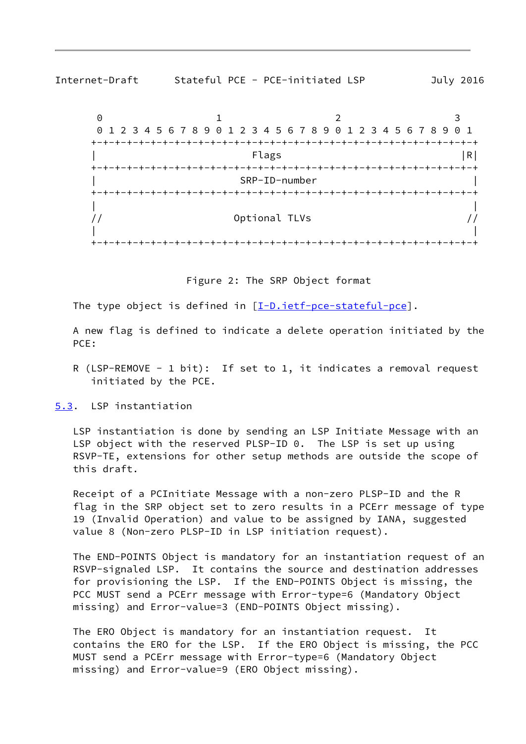```
 0                   1                   2                   3
 0 1 2 3 4 5 6 7 8 9 0 1 2 3 4 5 6 7 8 9 0 1 2 3 4 5 6 7 8 9 0 1
+-+-+-+-+-+-+-+-+-+-+-+-+-+-+-+-+-+-+-+-+-+-+-+-+-+-+-+-+-+-+-+-+
|                          Flags                              |R|
+-+-+-+-+-+-+-+-+-+-+-+-+-+-+-+-+-+-+-+-+-+-+-+-+-+-+-+-+-+-+-+-+
|                        SRP-ID-number                          |
+-+-+-+-+-+-+-+-+-+-+-+-+-+-+-+-+-+-+-+-+-+-+-+-+-+-+-+-+-+-+-+-+
|                                                               |
//                      Optional TLVs                          //
|                                                               |
+-+-+-+-+-+-+-+-+-+-+-+-+-+-+-+-+-+-+-+-+-+-+-+-+-+-+-+-+-+-+-+-+
```

Figure 2: The SRP Object format

The type object is defined in [I-D.ietf-pce-stateful-pce].

A new flag is defined to indicate a delete operation initiated by the PCE:

R (LSP-REMOVE - 1 bit): If set to 1, it indicates a removal request initiated by the PCE.

## 5.3. LSP instantiation

LSP instantiation is done by sending an LSP Initiate Message with an LSP object with the reserved PLSP-ID 0. The LSP is set up using RSVP-TE, extensions for other setup methods are outside the scope of this draft.

Receipt of a PCInitiate Message with a non-zero PLSP-ID and the R flag in the SRP object set to zero results in a PCErr message of type 19 (Invalid Operation) and value to be assigned by IANA, suggested value 8 (Non-zero PLSP-ID in LSP initiation request).

The END-POINTS Object is mandatory for an instantiation request of an RSVP-signaled LSP. It contains the source and destination addresses for provisioning the LSP. If the END-POINTS Object is missing, the PCC MUST send a PCErr message with Error-type=6 (Mandatory Object missing) and Error-value=3 (END-POINTS Object missing).

The ERO Object is mandatory for an instantiation request. It contains the ERO for the LSP. If the ERO Object is missing, the PCC MUST send a PCErr message with Error-type=6 (Mandatory Object missing) and Error-value=9 (ERO Object missing).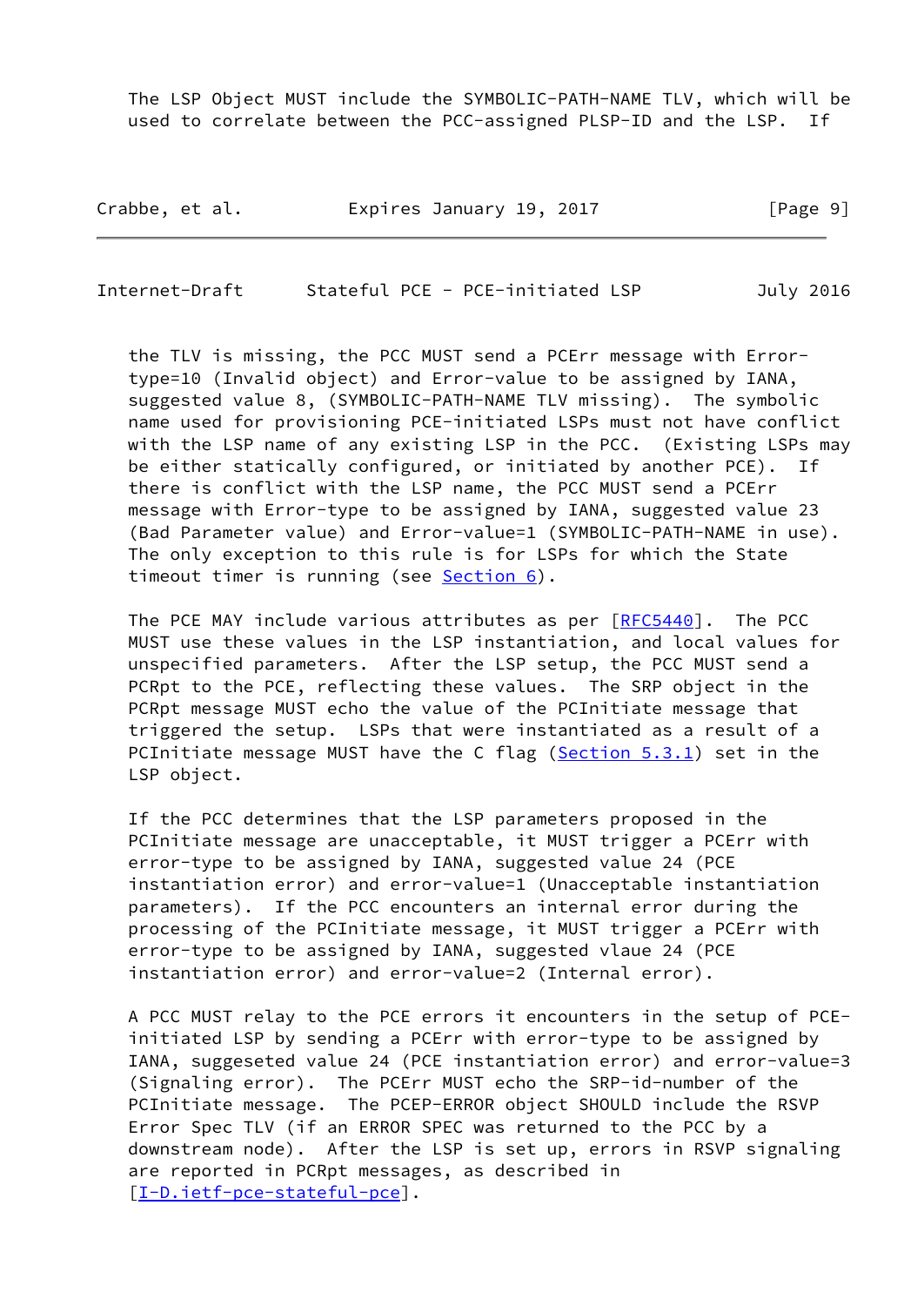The LSP Object MUST include the SYMBOLIC-PATH-NAME TLV, which will be used to correlate between the PCC-assigned PLSP-ID and the LSP. If the TLV is missing, the PCC MUST send a PCErr message with Error-type=10 (Invalid object) and Error-value to be assigned by IANA, suggested value 8, (SYMBOLIC-PATH-NAME TLV missing). The symbolic name used for provisioning PCE-initiated LSPs must not have conflict with the LSP name of any existing LSP in the PCC. (Existing LSPs may be either statically configured, or initiated by another PCE). If there is conflict with the LSP name, the PCC MUST send a PCErr message with Error-type to be assigned by IANA, suggested value 23 (Bad Parameter value) and Error-value=1 (SYMBOLIC-PATH-NAME in use). The only exception to this rule is for LSPs for which the State timeout timer is running (see Section 6).

The PCE MAY include various attributes as per [RFC5440]. The PCC MUST use these values in the LSP instantiation, and local values for unspecified parameters. After the LSP setup, the PCC MUST send a PCRpt to the PCE, reflecting these values. The SRP object in the PCRpt message MUST echo the value of the PCInitiate message that triggered the setup. LSPs that were instantiated as a result of a PCInitiate message MUST have the C flag (Section 5.3.1) set in the LSP object.

If the PCC determines that the LSP parameters proposed in the PCInitiate message are unacceptable, it MUST trigger a PCErr with error-type to be assigned by IANA, suggested value 24 (PCE instantiation error) and error-value=1 (Unacceptable instantiation parameters). If the PCC encounters an internal error during the processing of the PCInitiate message, it MUST trigger a PCErr with error-type to be assigned by IANA, suggested vlaue 24 (PCE instantiation error) and error-value=2 (Internal error).

A PCC MUST relay to the PCE errors it encounters in the setup of PCE-initiated LSP by sending a PCErr with error-type to be assigned by IANA, suggeseted value 24 (PCE instantiation error) and error-value=3 (Signaling error). The PCErr MUST echo the SRP-id-number of the PCInitiate message. The PCEP-ERROR object SHOULD include the RSVP Error Spec TLV (if an ERROR SPEC was returned to the PCC by a downstream node). After the LSP is set up, errors in RSVP signaling are reported in PCRpt messages, as described in [I-D.ietf-pce-stateful-pce].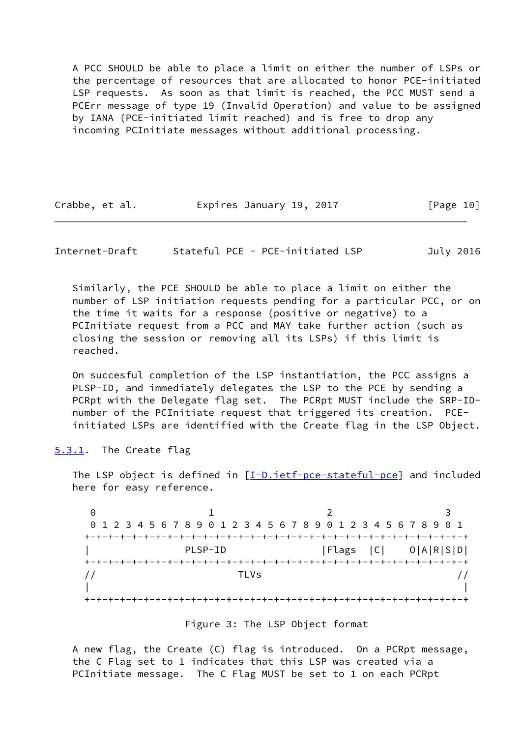A PCC SHOULD be able to place a limit on either the number of LSPs or the percentage of resources that are allocated to honor PCE-initiated LSP requests. As soon as that limit is reached, the PCC MUST send a PCErr message of type 19 (Invalid Operation) and value to be assigned by IANA (PCE-initiated limit reached) and is free to drop any incoming PCInitiate messages without additional processing.

Similarly, the PCE SHOULD be able to place a limit on either the number of LSP initiation requests pending for a particular PCC, or on the time it waits for a response (positive or negative) to a PCInitiate request from a PCC and MAY take further action (such as closing the session or removing all its LSPs) if this limit is reached.

On succesful completion of the LSP instantiation, the PCC assigns a PLSP-ID, and immediately delegates the LSP to the PCE by sending a PCRpt with the Delegate flag set. The PCRpt MUST include the SRP-ID-number of the PCInitiate request that triggered its creation. PCE-initiated LSPs are identified with the Create flag in the LSP Object.

### 5.3.1. The Create flag

The LSP object is defined in [I-D.ietf-pce-stateful-pce] and included here for easy reference.

```
 0                   1                   2                   3
 0 1 2 3 4 5 6 7 8 9 0 1 2 3 4 5 6 7 8 9 0 1 2 3 4 5 6 7 8 9 0 1
+-+-+-+-+-+-+-+-+-+-+-+-+-+-+-+-+-+-+-+-+-+-+-+-+-+-+-+-+-+-+-+-+
|                PLSP-ID                |Flags  |C|    O|A|R|S|D|
+-+-+-+-+-+-+-+-+-+-+-+-+-+-+-+-+-+-+-+-+-+-+-+-+-+-+-+-+-+-+-+-+
//                        TLVs                                  //
|                                                               |
+-+-+-+-+-+-+-+-+-+-+-+-+-+-+-+-+-+-+-+-+-+-+-+-+-+-+-+-+-+-+-+-+
```

Figure 3: The LSP Object format

A new flag, the Create (C) flag is introduced. On a PCRpt message, the C Flag set to 1 indicates that this LSP was created via a PCInitiate message. The C Flag MUST be set to 1 on each PCRpt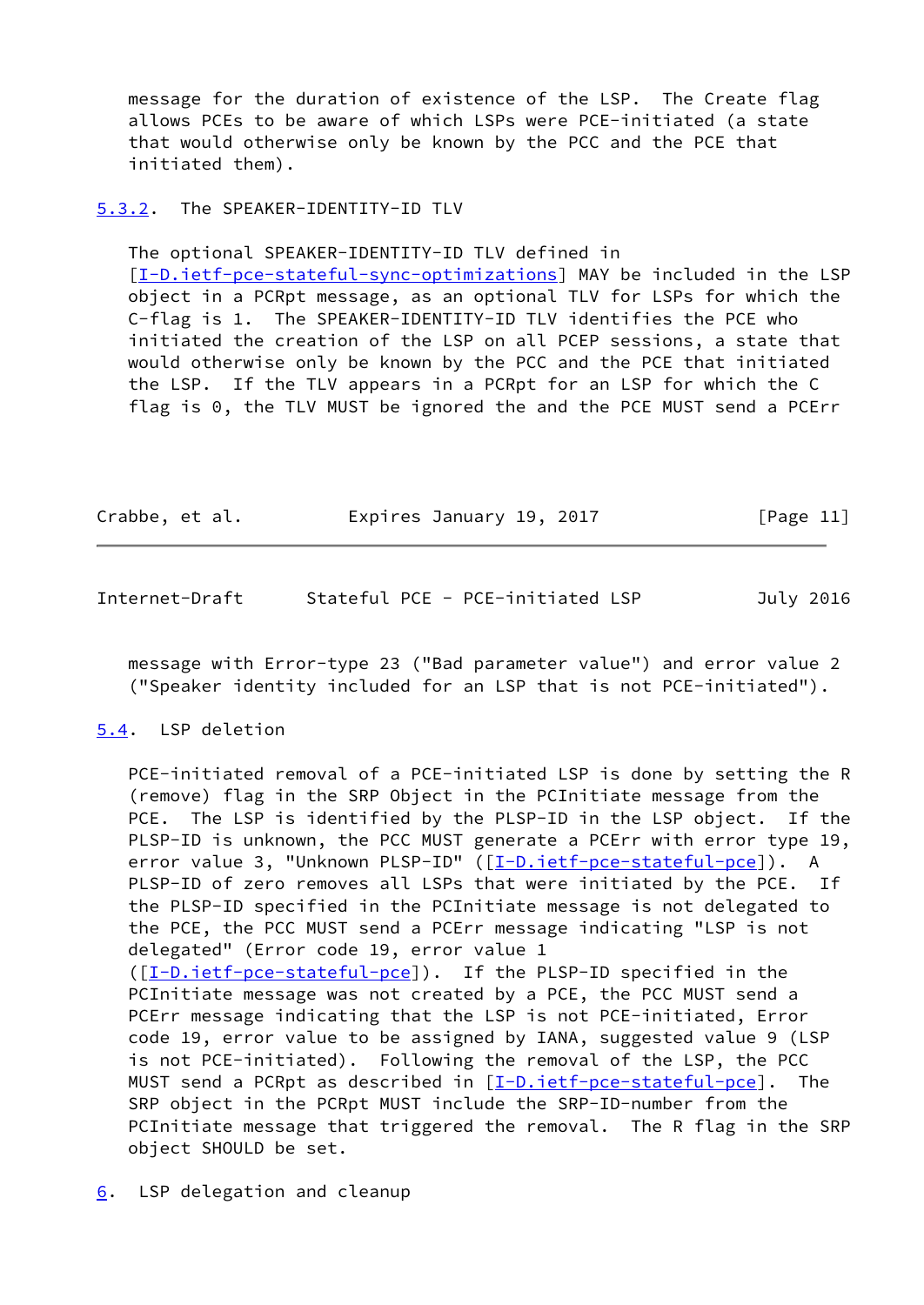message for the duration of existence of the LSP. The Create flag allows PCEs to be aware of which LSPs were PCE-initiated (a state that would otherwise only be known by the PCC and the PCE that initiated them).

### 5.3.2. The SPEAKER-IDENTITY-ID TLV

The optional SPEAKER-IDENTITY-ID TLV defined in [I-D.ietf-pce-stateful-sync-optimizations] MAY be included in the LSP object in a PCRpt message, as an optional TLV for LSPs for which the C-flag is 1. The SPEAKER-IDENTITY-ID TLV identifies the PCE who initiated the creation of the LSP on all PCEP sessions, a state that would otherwise only be known by the PCC and the PCE that initiated the LSP. If the TLV appears in a PCRpt for an LSP for which the C flag is 0, the TLV MUST be ignored the and the PCE MUST send a PCErr message with Error-type 23 ("Bad parameter value") and error value 2 ("Speaker identity included for an LSP that is not PCE-initiated").

## 5.4. LSP deletion

PCE-initiated removal of a PCE-initiated LSP is done by setting the R (remove) flag in the SRP Object in the PCInitiate message from the PCE. The LSP is identified by the PLSP-ID in the LSP object. If the PLSP-ID is unknown, the PCC MUST generate a PCErr with error type 19, error value 3, "Unknown PLSP-ID" ([I-D.ietf-pce-stateful-pce]). A PLSP-ID of zero removes all LSPs that were initiated by the PCE. If the PLSP-ID specified in the PCInitiate message is not delegated to the PCE, the PCC MUST send a PCErr message indicating "LSP is not delegated" (Error code 19, error value 1 ([I-D.ietf-pce-stateful-pce]). If the PLSP-ID specified in the PCInitiate message was not created by a PCE, the PCC MUST send a PCErr message indicating that the LSP is not PCE-initiated, Error code 19, error value to be assigned by IANA, suggested value 9 (LSP is not PCE-initiated). Following the removal of the LSP, the PCC MUST send a PCRpt as described in [I-D.ietf-pce-stateful-pce]. The SRP object in the PCRpt MUST include the SRP-ID-number from the PCInitiate message that triggered the removal. The R flag in the SRP object SHOULD be set.

# 6. LSP delegation and cleanup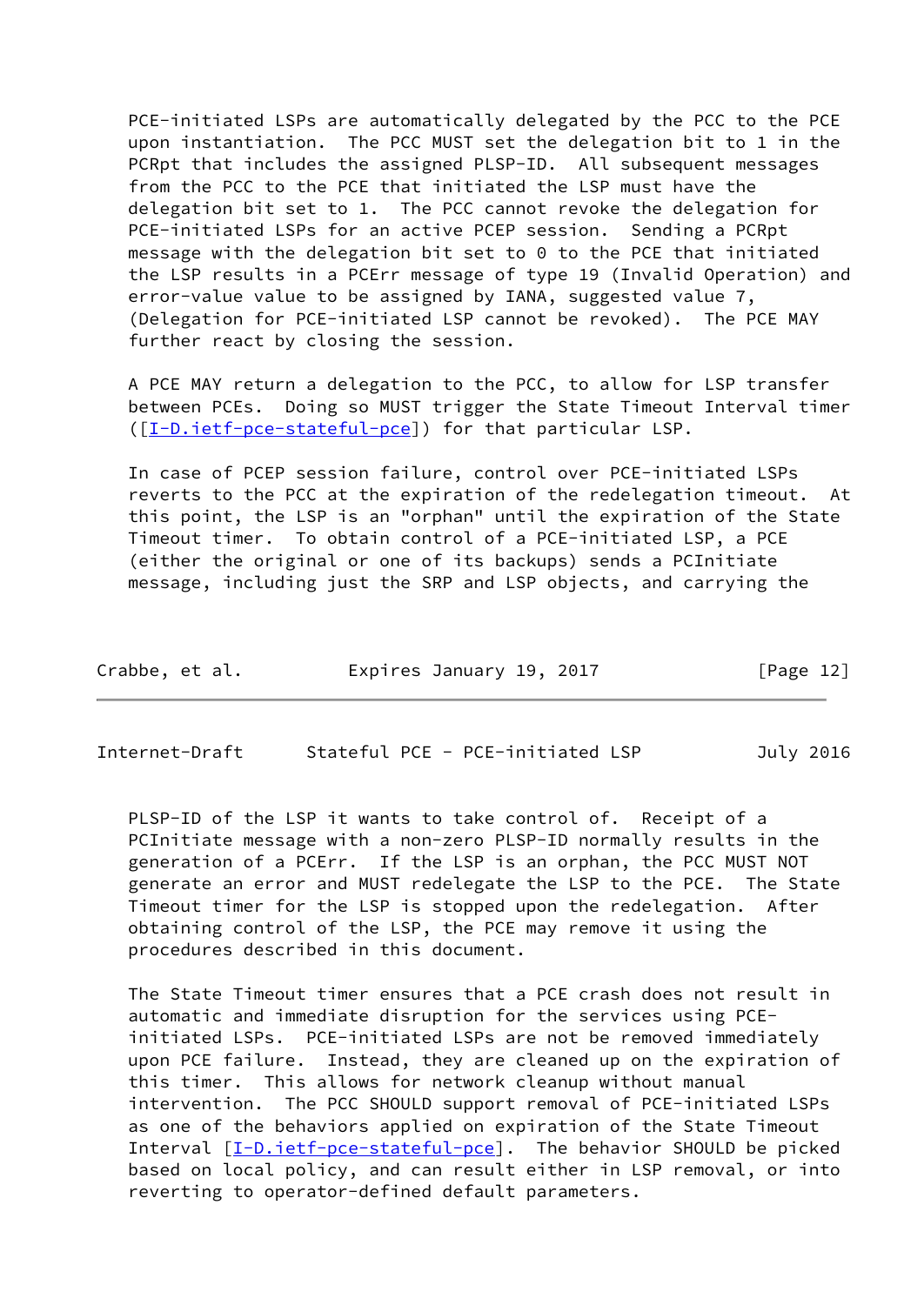PCE-initiated LSPs are automatically delegated by the PCC to the PCE upon instantiation. The PCC MUST set the delegation bit to 1 in the PCRpt that includes the assigned PLSP-ID. All subsequent messages from the PCC to the PCE that initiated the LSP must have the delegation bit set to 1. The PCC cannot revoke the delegation for PCE-initiated LSPs for an active PCEP session. Sending a PCRpt message with the delegation bit set to 0 to the PCE that initiated the LSP results in a PCErr message of type 19 (Invalid Operation) and error-value value to be assigned by IANA, suggested value 7, (Delegation for PCE-initiated LSP cannot be revoked). The PCE MAY further react by closing the session.

A PCE MAY return a delegation to the PCC, to allow for LSP transfer between PCEs. Doing so MUST trigger the State Timeout Interval timer ([I-D.ietf-pce-stateful-pce]) for that particular LSP.

In case of PCEP session failure, control over PCE-initiated LSPs reverts to the PCC at the expiration of the redelegation timeout. At this point, the LSP is an "orphan" until the expiration of the State Timeout timer. To obtain control of a PCE-initiated LSP, a PCE (either the original or one of its backups) sends a PCInitiate message, including just the SRP and LSP objects, and carrying the PLSP-ID of the LSP it wants to take control of. Receipt of a PCInitiate message with a non-zero PLSP-ID normally results in the generation of a PCErr. If the LSP is an orphan, the PCC MUST NOT generate an error and MUST redelegate the LSP to the PCE. The State Timeout timer for the LSP is stopped upon the redelegation. After obtaining control of the LSP, the PCE may remove it using the procedures described in this document.

The State Timeout timer ensures that a PCE crash does not result in automatic and immediate disruption for the services using PCE-initiated LSPs. PCE-initiated LSPs are not be removed immediately upon PCE failure. Instead, they are cleaned up on the expiration of this timer. This allows for network cleanup without manual intervention. The PCC SHOULD support removal of PCE-initiated LSPs as one of the behaviors applied on expiration of the State Timeout Interval [I-D.ietf-pce-stateful-pce]. The behavior SHOULD be picked based on local policy, and can result either in LSP removal, or into reverting to operator-defined default parameters.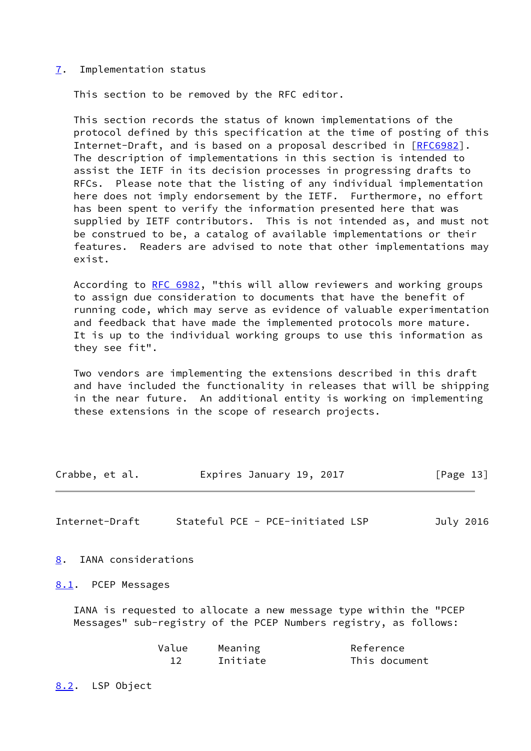## 7. Implementation status

This section to be removed by the RFC editor.

This section records the status of known implementations of the protocol defined by this specification at the time of posting of this Internet-Draft, and is based on a proposal described in [RFC6982]. The description of implementations in this section is intended to assist the IETF in its decision processes in progressing drafts to RFCs. Please note that the listing of any individual implementation here does not imply endorsement by the IETF. Furthermore, no effort has been spent to verify the information presented here that was supplied by IETF contributors. This is not intended as, and must not be construed to be, a catalog of available implementations or their features. Readers are advised to note that other implementations may exist.

According to RFC 6982, "this will allow reviewers and working groups to assign due consideration to documents that have the benefit of running code, which may serve as evidence of valuable experimentation and feedback that have made the implemented protocols more mature. It is up to the individual working groups to use this information as they see fit".

Two vendors are implementing the extensions described in this draft and have included the functionality in releases that will be shipping in the near future. An additional entity is working on implementing these extensions in the scope of research projects.

## 8. IANA considerations

### 8.1. PCEP Messages

IANA is requested to allocate a new message type within the "PCEP Messages" sub-registry of the PCEP Numbers registry, as follows:

| Value | Meaning | Reference |
|---|---|---|
| 12 | Initiate | This document |

### 8.2. LSP Object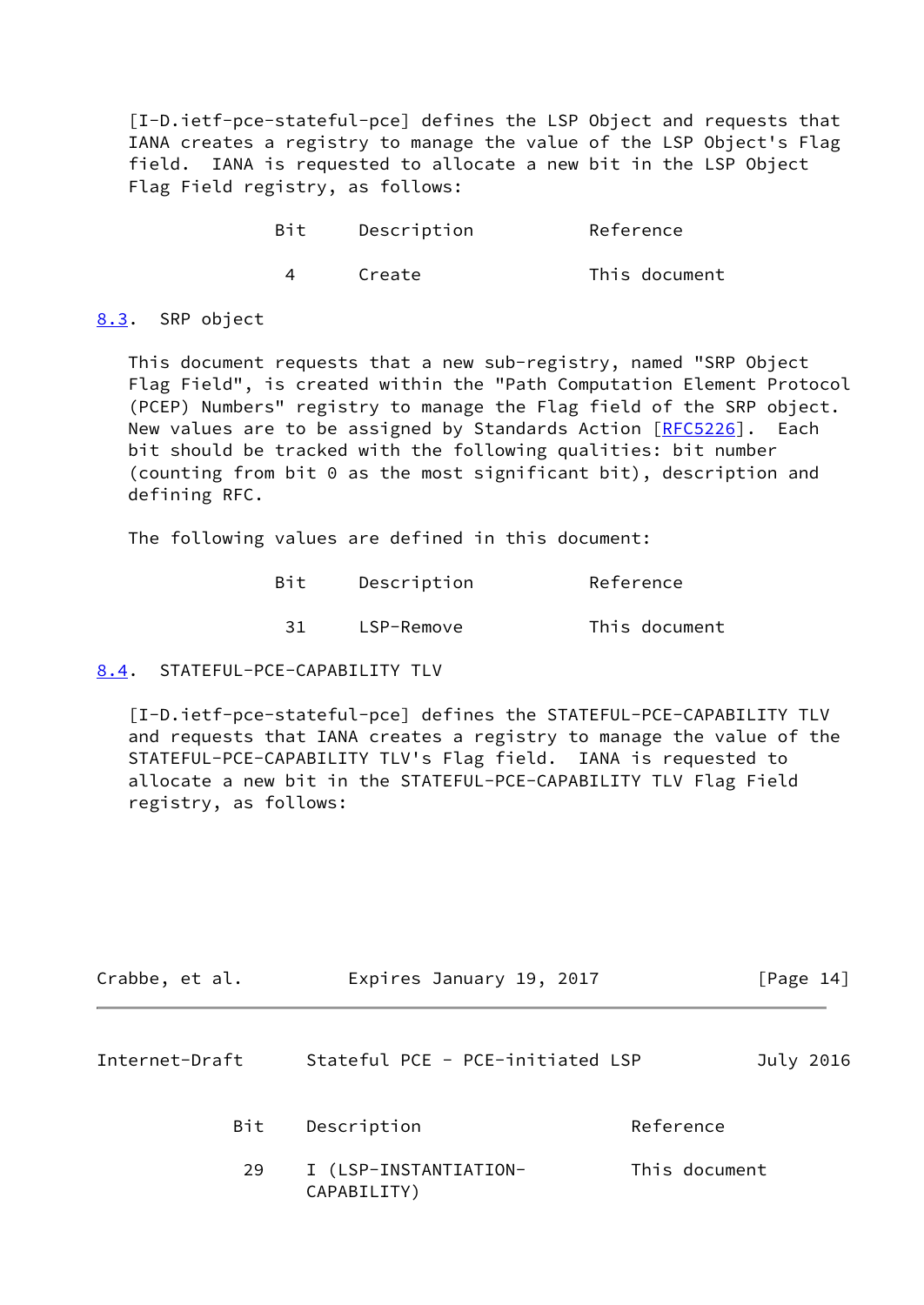[I-D.ietf-pce-stateful-pce] defines the LSP Object and requests that IANA creates a registry to manage the value of the LSP Object's Flag field. IANA is requested to allocate a new bit in the LSP Object Flag Field registry, as follows:

| Bit | Description | Reference |
| --- | --- | --- |
| 4 | Create | This document |

## 8.3. SRP object

This document requests that a new sub-registry, named "SRP Object Flag Field", is created within the "Path Computation Element Protocol (PCEP) Numbers" registry to manage the Flag field of the SRP object. New values are to be assigned by Standards Action [RFC5226]. Each bit should be tracked with the following qualities: bit number (counting from bit 0 as the most significant bit), description and defining RFC.

The following values are defined in this document:

| Bit | Description | Reference |
| --- | --- | --- |
| 31 | LSP-Remove | This document |

## 8.4. STATEFUL-PCE-CAPABILITY TLV

[I-D.ietf-pce-stateful-pce] defines the STATEFUL-PCE-CAPABILITY TLV and requests that IANA creates a registry to manage the value of the STATEFUL-PCE-CAPABILITY TLV's Flag field. IANA is requested to allocate a new bit in the STATEFUL-PCE-CAPABILITY TLV Flag Field registry, as follows:

| Bit | Description | Reference |
| --- | --- | --- |
| 29 | I (LSP-INSTANTIATION-CAPABILITY) | This document |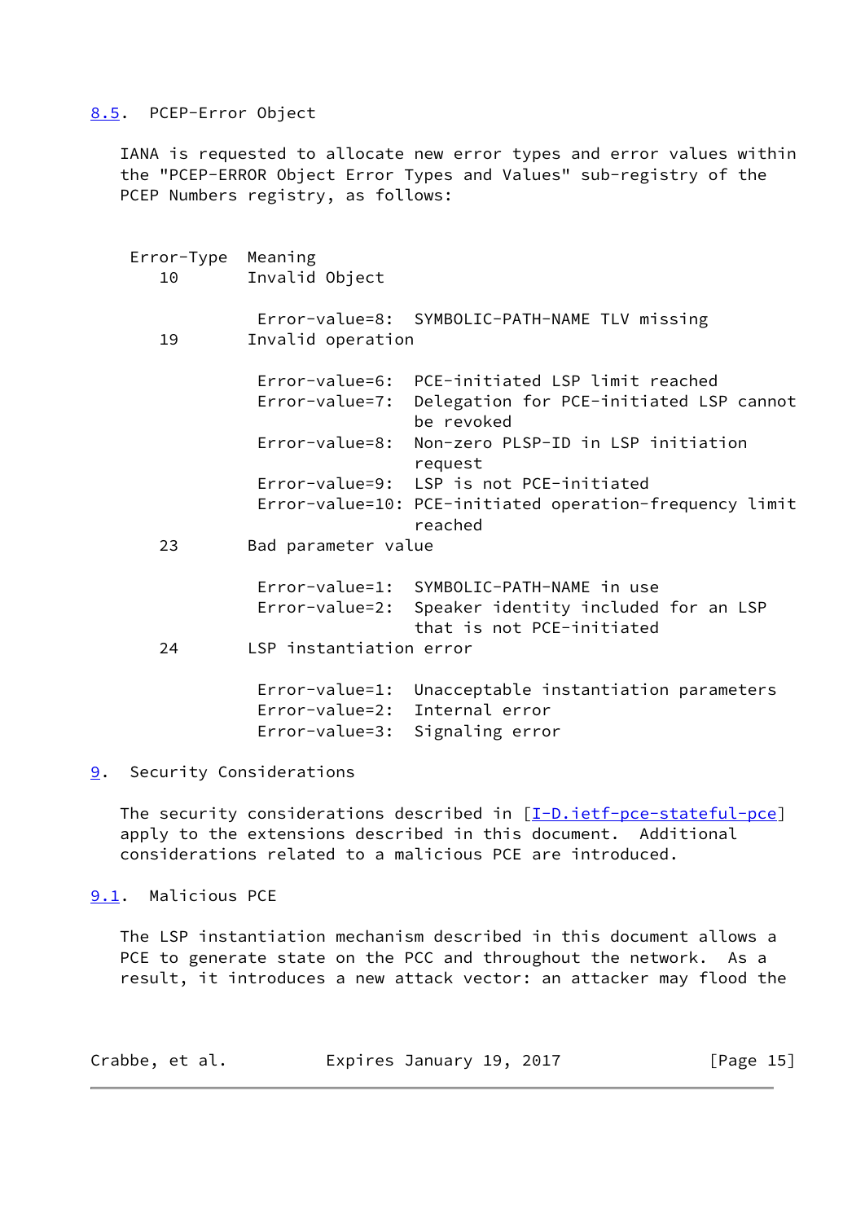## 8.5. PCEP-Error Object

IANA is requested to allocate new error types and error values within the "PCEP-ERROR Object Error Types and Values" sub-registry of the PCEP Numbers registry, as follows:

```
 Error-Type  Meaning
    10       Invalid Object

              Error-value=8:  SYMBOLIC-PATH-NAME TLV missing
    19       Invalid operation

              Error-value=6:  PCE-initiated LSP limit reached
              Error-value=7:  Delegation for PCE-initiated LSP cannot
                              be revoked
              Error-value=8:  Non-zero PLSP-ID in LSP initiation
                              request
              Error-value=9:  LSP is not PCE-initiated
              Error-value=10: PCE-initiated operation-frequency limit
                              reached
    23       Bad parameter value

              Error-value=1:  SYMBOLIC-PATH-NAME in use
              Error-value=2:  Speaker identity included for an LSP
                              that is not PCE-initiated
    24       LSP instantiation error

              Error-value=1:  Unacceptable instantiation parameters
              Error-value=2:  Internal error
              Error-value=3:  Signaling error
```

# 9. Security Considerations

The security considerations described in [I-D.ietf-pce-stateful-pce] apply to the extensions described in this document. Additional considerations related to a malicious PCE are introduced.

## 9.1. Malicious PCE

The LSP instantiation mechanism described in this document allows a PCE to generate state on the PCC and throughout the network. As a result, it introduces a new attack vector: an attacker may flood the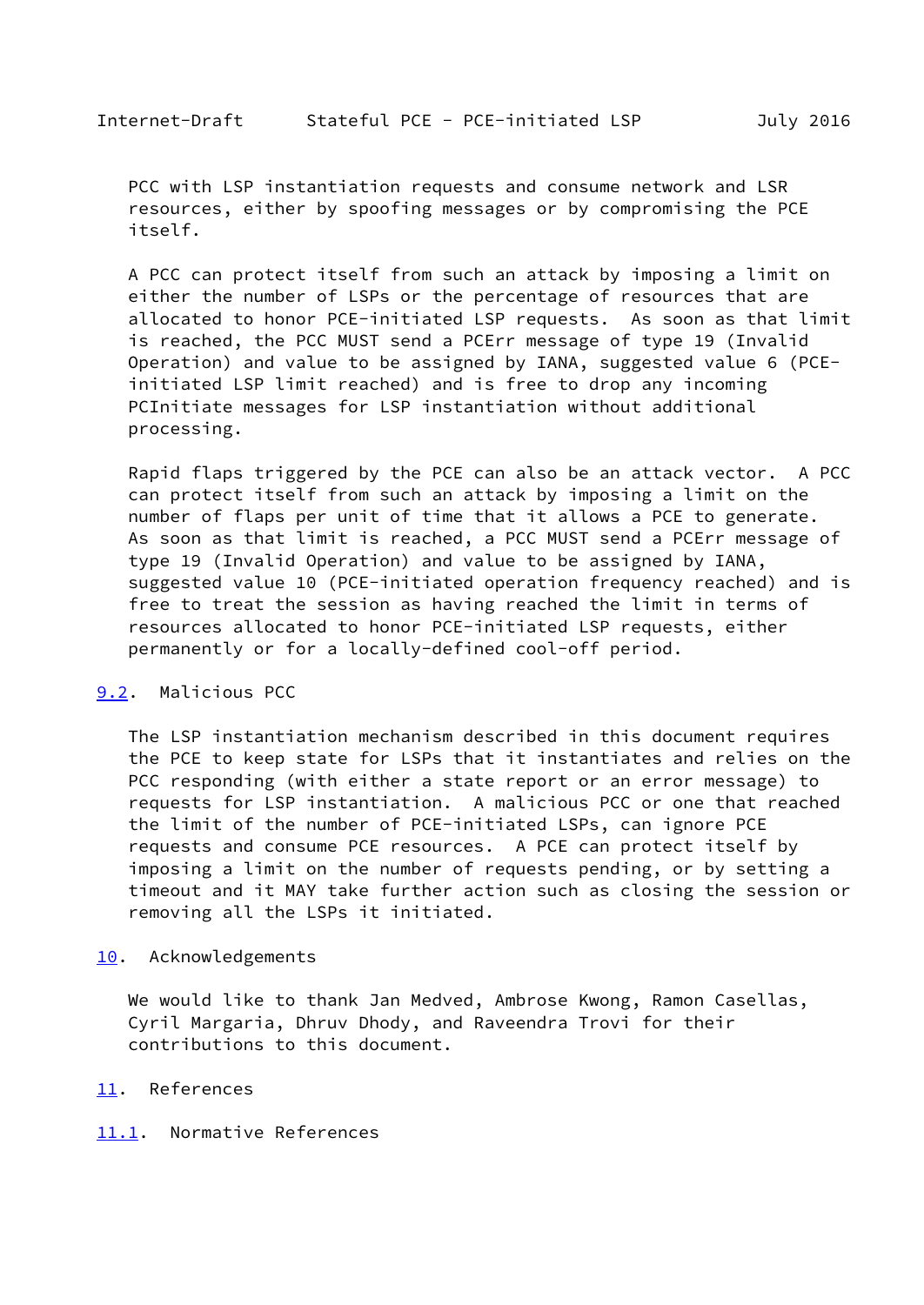PCC with LSP instantiation requests and consume network and LSR resources, either by spoofing messages or by compromising the PCE itself.

A PCC can protect itself from such an attack by imposing a limit on either the number of LSPs or the percentage of resources that are allocated to honor PCE-initiated LSP requests. As soon as that limit is reached, the PCC MUST send a PCErr message of type 19 (Invalid Operation) and value to be assigned by IANA, suggested value 6 (PCE-initiated LSP limit reached) and is free to drop any incoming PCInitiate messages for LSP instantiation without additional processing.

Rapid flaps triggered by the PCE can also be an attack vector. A PCC can protect itself from such an attack by imposing a limit on the number of flaps per unit of time that it allows a PCE to generate. As soon as that limit is reached, a PCC MUST send a PCErr message of type 19 (Invalid Operation) and value to be assigned by IANA, suggested value 10 (PCE-initiated operation frequency reached) and is free to treat the session as having reached the limit in terms of resources allocated to honor PCE-initiated LSP requests, either permanently or for a locally-defined cool-off period.

### 9.2. Malicious PCC

The LSP instantiation mechanism described in this document requires the PCE to keep state for LSPs that it instantiates and relies on the PCC responding (with either a state report or an error message) to requests for LSP instantiation. A malicious PCC or one that reached the limit of the number of PCE-initiated LSPs, can ignore PCE requests and consume PCE resources. A PCE can protect itself by imposing a limit on the number of requests pending, or by setting a timeout and it MAY take further action such as closing the session or removing all the LSPs it initiated.

## 10. Acknowledgements

We would like to thank Jan Medved, Ambrose Kwong, Ramon Casellas, Cyril Margaria, Dhruv Dhody, and Raveendra Trovi for their contributions to this document.

## 11. References

### 11.1. Normative References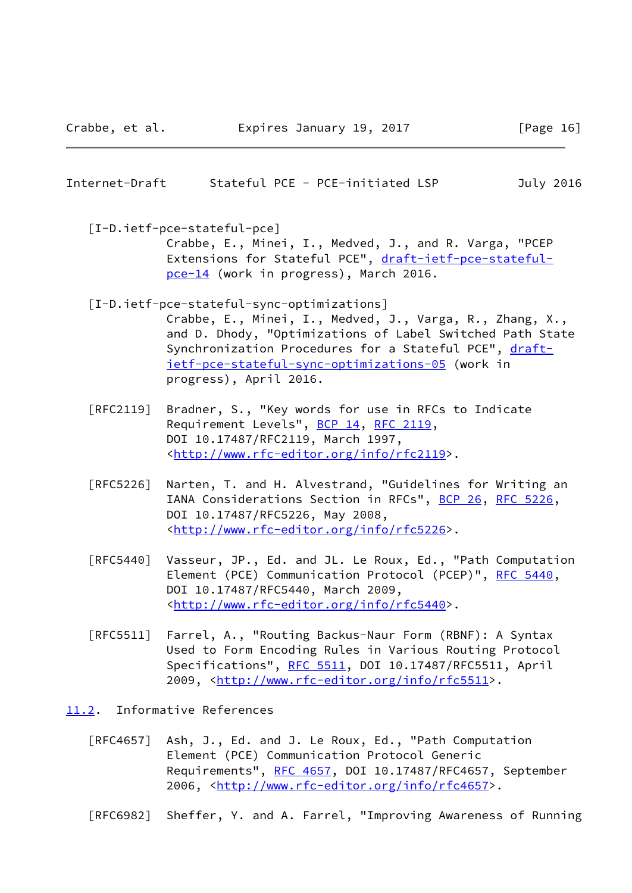[I-D.ietf-pce-stateful-pce]
Crabbe, E., Minei, I., Medved, J., and R. Varga, "PCEP Extensions for Stateful PCE", draft-ietf-pce-stateful-pce-14 (work in progress), March 2016.

[I-D.ietf-pce-stateful-sync-optimizations]
Crabbe, E., Minei, I., Medved, J., Varga, R., Zhang, X., and D. Dhody, "Optimizations of Label Switched Path State Synchronization Procedures for a Stateful PCE", draft-ietf-pce-stateful-sync-optimizations-05 (work in progress), April 2016.

[RFC2119] Bradner, S., "Key words for use in RFCs to Indicate Requirement Levels", BCP 14, RFC 2119, DOI 10.17487/RFC2119, March 1997, <http://www.rfc-editor.org/info/rfc2119>.

[RFC5226] Narten, T. and H. Alvestrand, "Guidelines for Writing an IANA Considerations Section in RFCs", BCP 26, RFC 5226, DOI 10.17487/RFC5226, May 2008, <http://www.rfc-editor.org/info/rfc5226>.

[RFC5440] Vasseur, JP., Ed. and JL. Le Roux, Ed., "Path Computation Element (PCE) Communication Protocol (PCEP)", RFC 5440, DOI 10.17487/RFC5440, March 2009, <http://www.rfc-editor.org/info/rfc5440>.

[RFC5511] Farrel, A., "Routing Backus-Naur Form (RBNF): A Syntax Used to Form Encoding Rules in Various Routing Protocol Specifications", RFC 5511, DOI 10.17487/RFC5511, April 2009, <http://www.rfc-editor.org/info/rfc5511>.

### 11.2. Informative References

[RFC4657] Ash, J., Ed. and J. Le Roux, Ed., "Path Computation Element (PCE) Communication Protocol Generic Requirements", RFC 4657, DOI 10.17487/RFC4657, September 2006, <http://www.rfc-editor.org/info/rfc4657>.

[RFC6982] Sheffer, Y. and A. Farrel, "Improving Awareness of Running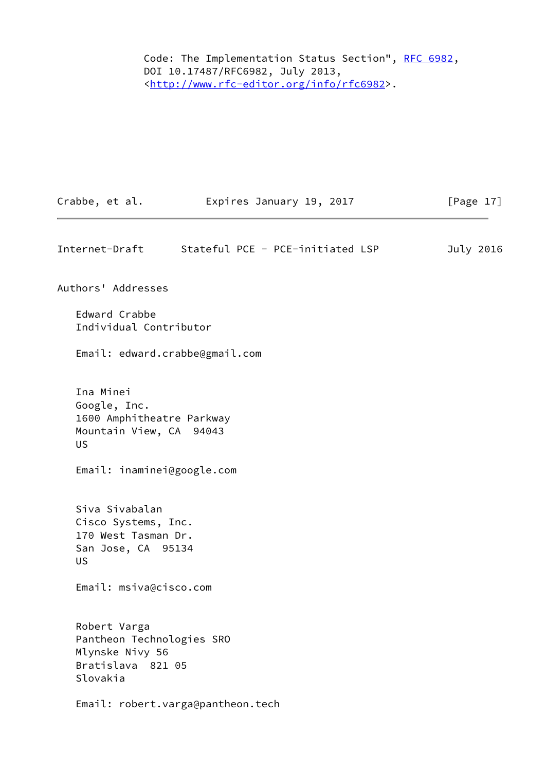Code: The Implementation Status Section", RFC 6982, DOI 10.17487/RFC6982, July 2013, <http://www.rfc-editor.org/info/rfc6982>.

## Authors' Addresses

Edward Crabbe
Individual Contributor

Email: edward.crabbe@gmail.com

Ina Minei
Google, Inc.
1600 Amphitheatre Parkway
Mountain View, CA  94043
US

Email: inaminei@google.com

Siva Sivabalan
Cisco Systems, Inc.
170 West Tasman Dr.
San Jose, CA  95134
US

Email: msiva@cisco.com

Robert Varga
Pantheon Technologies SRO
Mlynske Nivy 56
Bratislava  821 05
Slovakia

Email: robert.varga@pantheon.tech